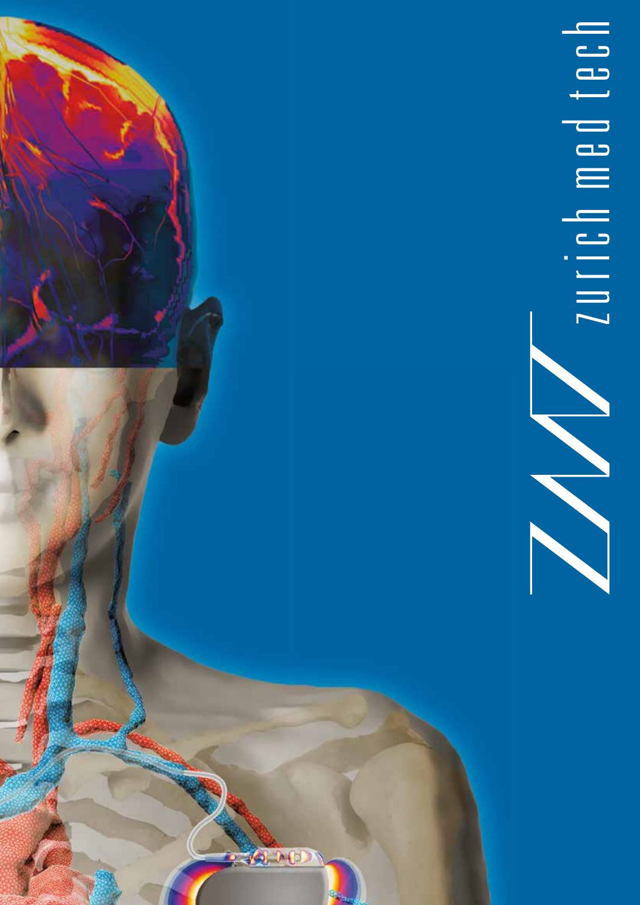# ZMT zurich med tech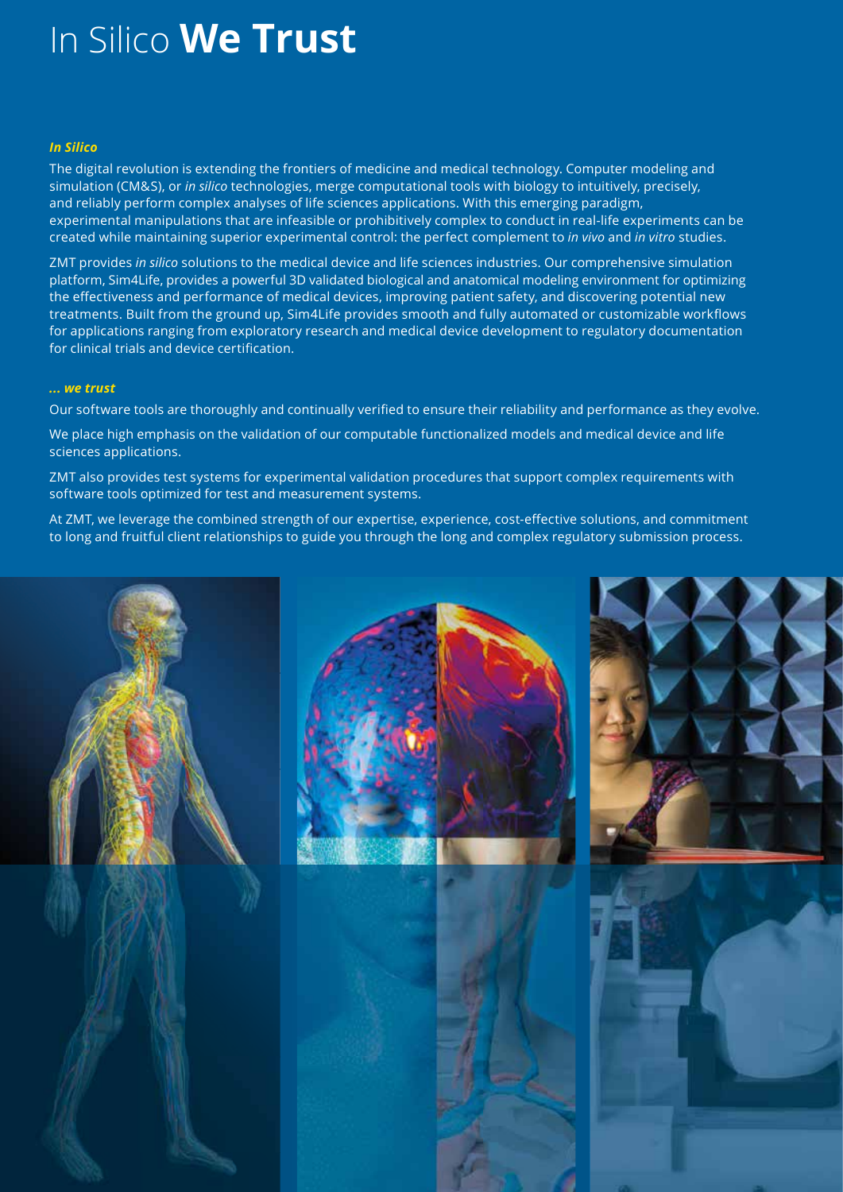# In Silico **We Trust**

### *In Silico*

The digital revolution is extending the frontiers of medicine and medical technology. Computer modeling and simulation (CM&S), or *in silico* technologies, merge computational tools with biology to intuitively, precisely, and reliably perform complex analyses of life sciences applications. With this emerging paradigm, experimental manipulations that are infeasible or prohibitively complex to conduct in real-life experiments can be created while maintaining superior experimental control: the perfect complement to *in vivo* and *in vitro* studies.

ZMT provides *in silico* solutions to the medical device and life sciences industries. Our comprehensive simulation platform, Sim4Life, provides a powerful 3D validated biological and anatomical modeling environment for optimizing the effectiveness and performance of medical devices, improving patient safety, and discovering potential new treatments. Built from the ground up, Sim4Life provides smooth and fully automated or customizable workflows for applications ranging from exploratory research and medical device development to regulatory documentation for clinical trials and device certification.

### *... we trust*

Our software tools are thoroughly and continually verified to ensure their reliability and performance as they evolve.

We place high emphasis on the validation of our computable functionalized models and medical device and life sciences applications.

ZMT also provides test systems for experimental validation procedures that support complex requirements with software tools optimized for test and measurement systems.

At ZMT, we leverage the combined strength of our expertise, experience, cost-effective solutions, and commitment to long and fruitful client relationships to guide you through the long and complex regulatory submission process.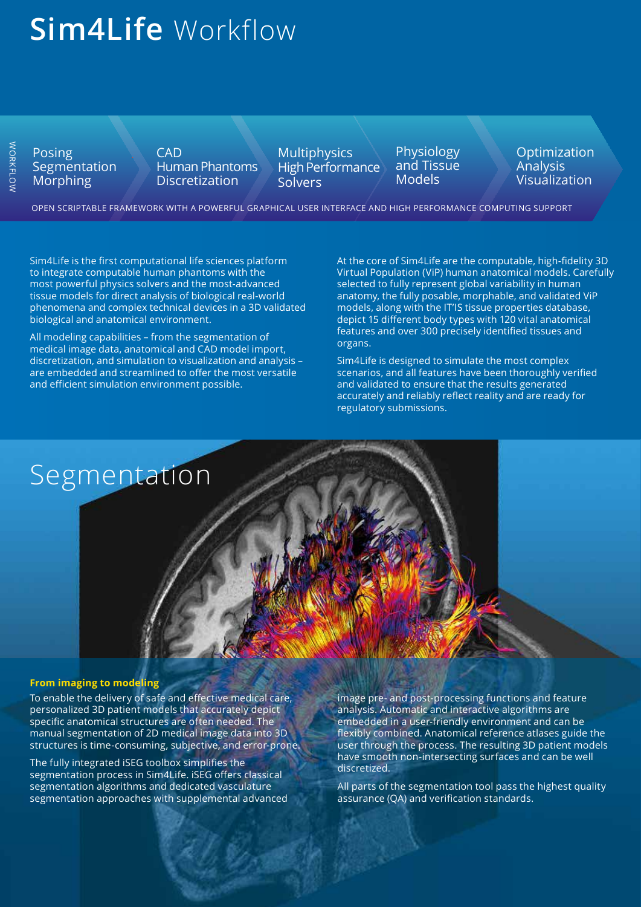# **Sim4Life** Workflow

WORKFLOW

Posing
Segmentation
Morphing

CAD
Human Phantoms
Discretization

Multiphysics
High Performance
Solvers

Physiology
and Tissue
Models

Optimization
Analysis
Visualization

OPEN SCRIPTABLE FRAMEWORK WITH A POWERFUL GRAPHICAL USER INTERFACE AND HIGH PERFORMANCE COMPUTING SUPPORT

Sim4Life is the first computational life sciences platform to integrate computable human phantoms with the most powerful physics solvers and the most-advanced tissue models for direct analysis of biological real-world phenomena and complex technical devices in a 3D validated biological and anatomical environment.

All modeling capabilities – from the segmentation of medical image data, anatomical and CAD model import, discretization, and simulation to visualization and analysis – are embedded and streamlined to offer the most versatile and efficient simulation environment possible.

At the core of Sim4Life are the computable, high-fidelity 3D Virtual Population (ViP) human anatomical models. Carefully selected to fully represent global variability in human anatomy, the fully posable, morphable, and validated ViP models, along with the IT'IS tissue properties database, depict 15 different body types with 120 vital anatomical features and over 300 precisely identified tissues and organs.

Sim4Life is designed to simulate the most complex scenarios, and all features have been thoroughly verified and validated to ensure that the results generated accurately and reliably reflect reality and are ready for regulatory submissions.

# Segmentation

**From imaging to modeling**

To enable the delivery of safe and effective medical care, personalized 3D patient models that accurately depict specific anatomical structures are often needed. The manual segmentation of 2D medical image data into 3D structures is time-consuming, subjective, and error-prone.

The fully integrated iSEG toolbox simplifies the segmentation process in Sim4Life. iSEG offers classical segmentation algorithms and dedicated vasculature segmentation approaches with supplemental advanced image pre- and post-processing functions and feature analysis. Automatic and interactive algorithms are embedded in a user-friendly environment and can be flexibly combined. Anatomical reference atlases guide the user through the process. The resulting 3D patient models have smooth non-intersecting surfaces and can be well discretized.

All parts of the segmentation tool pass the highest quality assurance (QA) and verification standards.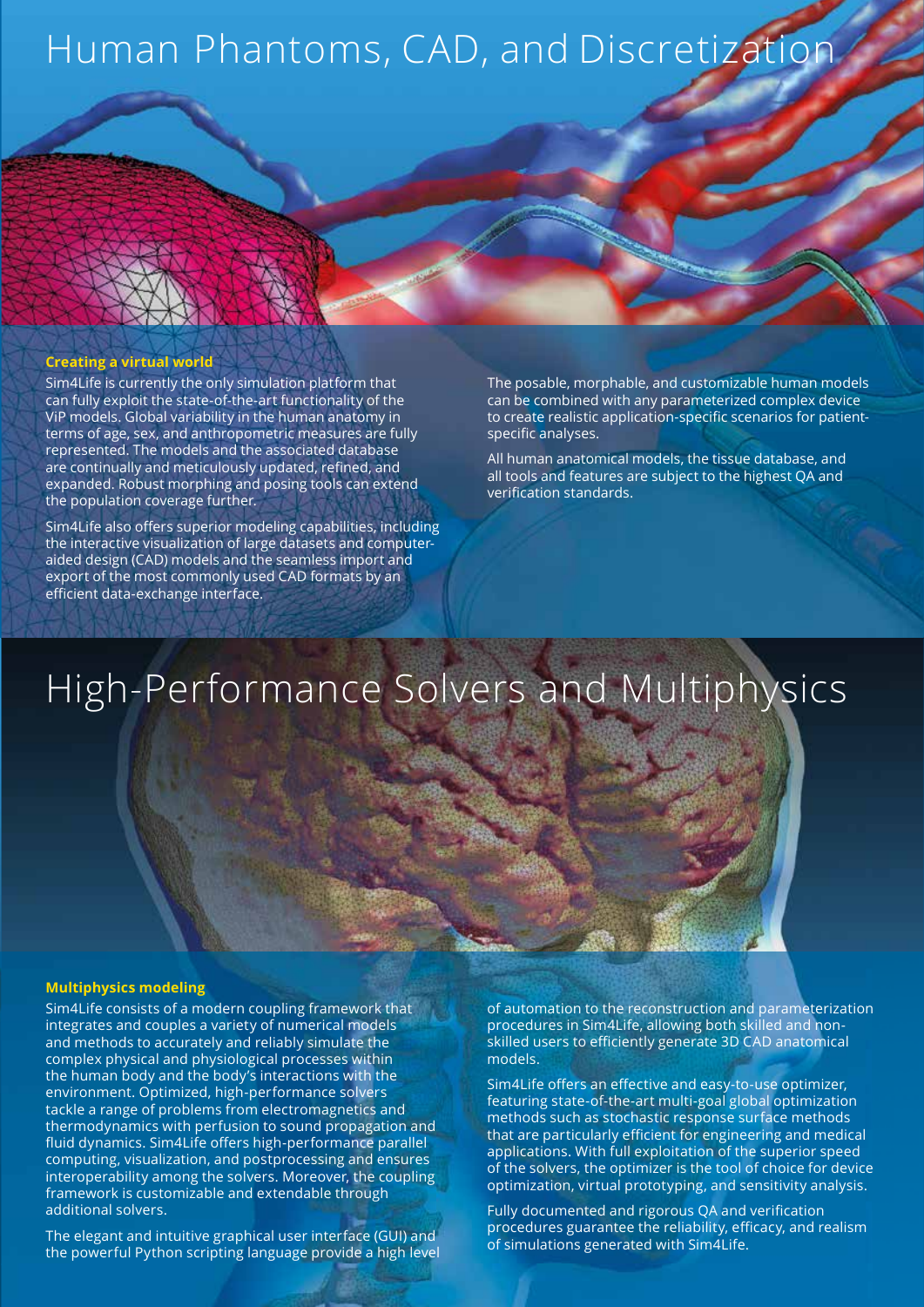# Human Phantoms, CAD, and Discretization

**Creating a virtual world**

Sim4Life is currently the only simulation platform that can fully exploit the state-of-the-art functionality of the ViP models. Global variability in the human anatomy in terms of age, sex, and anthropometric measures are fully represented. The models and the associated database are continually and meticulously updated, refined, and expanded. Robust morphing and posing tools can extend the population coverage further.

Sim4Life also offers superior modeling capabilities, including the interactive visualization of large datasets and computer-aided design (CAD) models and the seamless import and export of the most commonly used CAD formats by an efficient data-exchange interface.

The posable, morphable, and customizable human models can be combined with any parameterized complex device to create realistic application-specific scenarios for patient-specific analyses.

All human anatomical models, the tissue database, and all tools and features are subject to the highest QA and verification standards.

# High-Performance Solvers and Multiphysics

**Multiphysics modeling**

Sim4Life consists of a modern coupling framework that integrates and couples a variety of numerical models and methods to accurately and reliably simulate the complex physical and physiological processes within the human body and the body's interactions with the environment. Optimized, high-performance solvers tackle a range of problems from electromagnetics and thermodynamics with perfusion to sound propagation and fluid dynamics. Sim4Life offers high-performance parallel computing, visualization, and postprocessing and ensures interoperability among the solvers. Moreover, the coupling framework is customizable and extendable through additional solvers.

The elegant and intuitive graphical user interface (GUI) and the powerful Python scripting language provide a high level of automation to the reconstruction and parameterization procedures in Sim4Life, allowing both skilled and non-skilled users to efficiently generate 3D CAD anatomical models.

Sim4Life offers an effective and easy-to-use optimizer, featuring state-of-the-art multi-goal global optimization methods such as stochastic response surface methods that are particularly efficient for engineering and medical applications. With full exploitation of the superior speed of the solvers, the optimizer is the tool of choice for device optimization, virtual prototyping, and sensitivity analysis.

Fully documented and rigorous QA and verification procedures guarantee the reliability, efficacy, and realism of simulations generated with Sim4Life.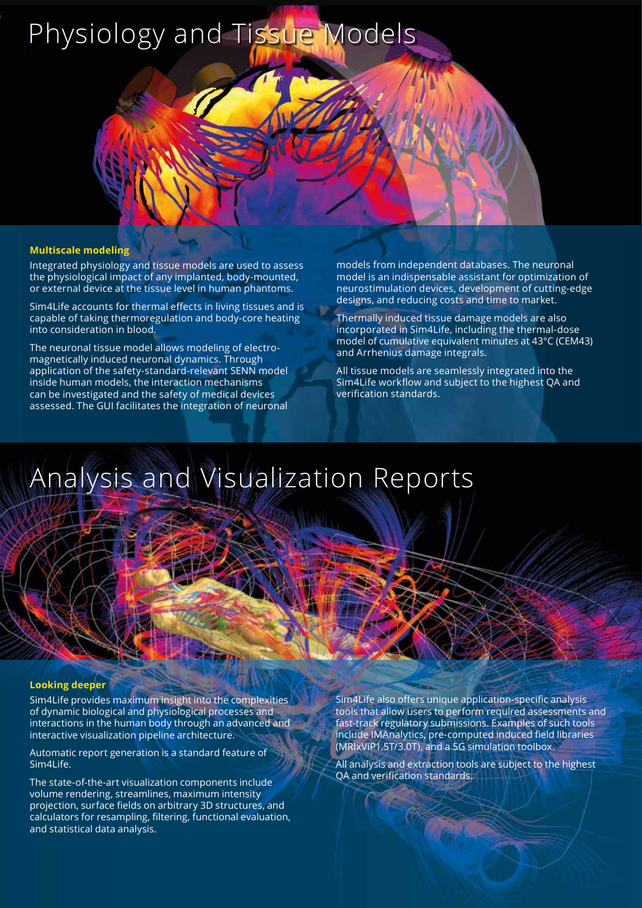# Physiology and Tissue Models

### Multiscale modeling

Integrated physiology and tissue models are used to assess the physiological impact of any implanted, body-mounted, or external device at the tissue level in human phantoms.

Sim4Life accounts for thermal effects in living tissues and is capable of taking thermoregulation and body-core heating into consideration in blood.

The neuronal tissue model allows modeling of electro-magnetically induced neuronal dynamics. Through application of the safety-standard-relevant SENN model inside human models, the interaction mechanisms can be investigated and the safety of medical devices assessed. The GUI facilitates the integration of neuronal models from independent databases. The neuronal model is an indispensable assistant for optimization of neurostimulation devices, development of cutting-edge designs, and reducing costs and time to market.

Thermally induced tissue damage models are also incorporated in Sim4Life, including the thermal-dose model of cumulative equivalent minutes at 43°C (CEM43) and Arrhenius damage integrals.

All tissue models are seamlessly integrated into the Sim4Life workflow and subject to the highest QA and verification standards.

# Analysis and Visualization Reports

### Looking deeper

Sim4Life provides maximum insight into the complexities of dynamic biological and physiological processes and interactions in the human body through an advanced and interactive visualization pipeline architecture.

Automatic report generation is a standard feature of Sim4Life.

The state-of-the-art visualization components include volume rendering, streamlines, maximum intensity projection, surface fields on arbitrary 3D structures, and calculators for resampling, filtering, functional evaluation, and statistical data analysis.

Sim4Life also offers unique application-specific analysis tools that allow users to perform required assessments and fast-track regulatory submissions. Examples of such tools include IMAnalytics, pre-computed induced field libraries (MRIxViP1.5T/3.0T), and a 5G simulation toolbox.

All analysis and extraction tools are subject to the highest QA and verification standards.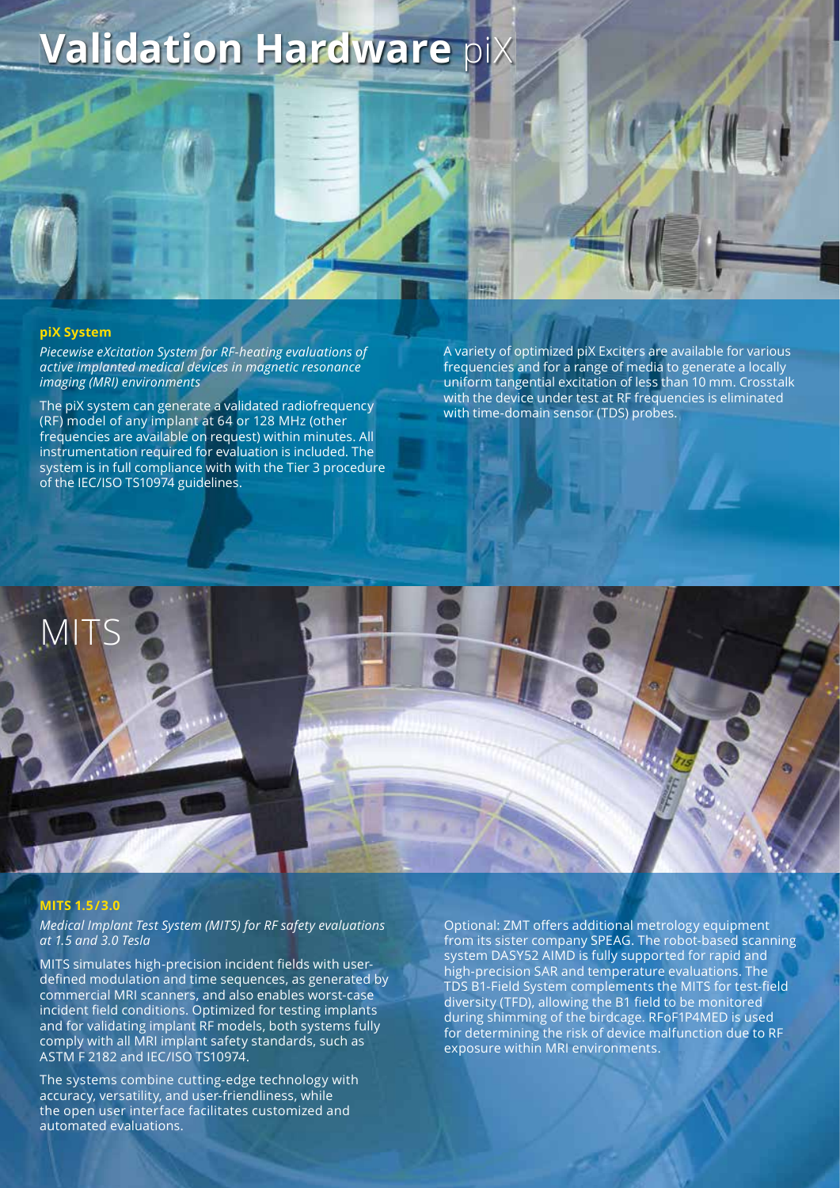# Validation Hardware piX

## piX System

*Piecewise eXcitation System for RF-heating evaluations of active implanted medical devices in magnetic resonance imaging (MRI) environments*

The piX system can generate a validated radiofrequency (RF) model of any implant at 64 or 128 MHz (other frequencies are available on request) within minutes. All instrumentation required for evaluation is included. The system is in full compliance with with the Tier 3 procedure of the IEC/ISO TS10974 guidelines.

A variety of optimized piX Exciters are available for various frequencies and for a range of media to generate a locally uniform tangential excitation of less than 10 mm. Crosstalk with the device under test at RF frequencies is eliminated with time-domain sensor (TDS) probes.

# MITS

## MITS 1.5/3.0

*Medical Implant Test System (MITS) for RF safety evaluations at 1.5 and 3.0 Tesla*

MITS simulates high-precision incident fields with user-defined modulation and time sequences, as generated by commercial MRI scanners, and also enables worst-case incident field conditions. Optimized for testing implants and for validating implant RF models, both systems fully comply with all MRI implant safety standards, such as ASTM F 2182 and IEC/ISO TS10974.

The systems combine cutting-edge technology with accuracy, versatility, and user-friendliness, while the open user interface facilitates customized and automated evaluations.

Optional: ZMT offers additional metrology equipment from its sister company SPEAG. The robot-based scanning system DASY52 AIMD is fully supported for rapid and high-precision SAR and temperature evaluations. The TDS B1-Field System complements the MITS for test-field diversity (TFD), allowing the B1 field to be monitored during shimming of the birdcage. RFoF1P4MED is used for determining the risk of device malfunction due to RF exposure within MRI environments.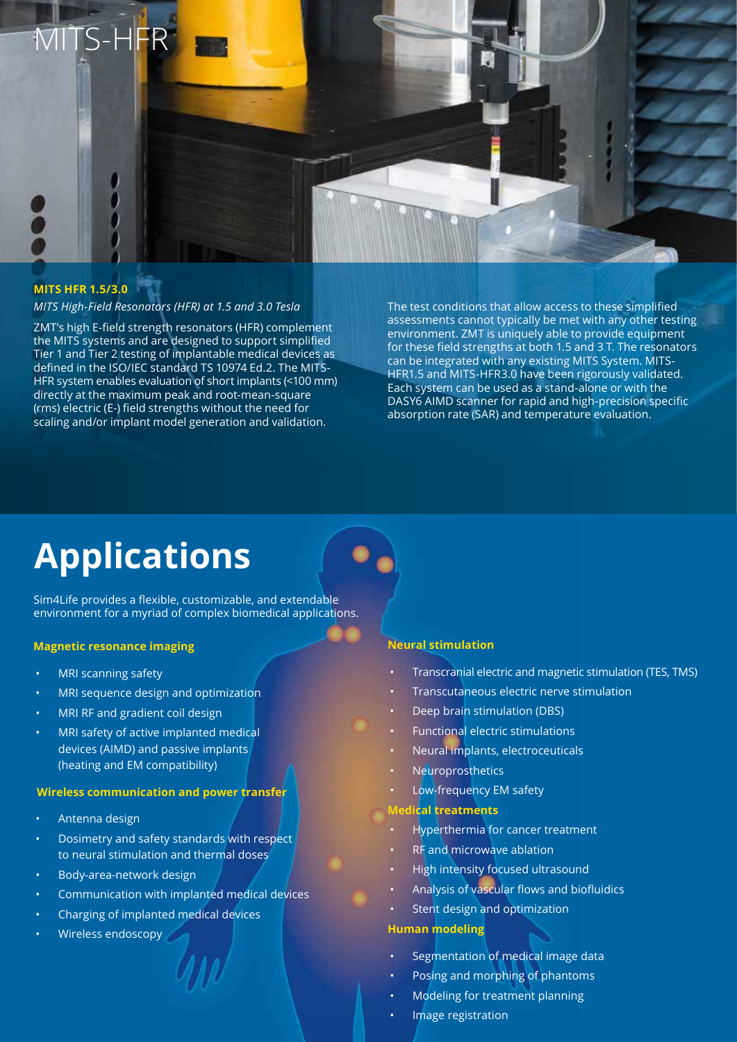# MITS-HFR

**MITS HFR 1.5/3.0**

*MITS High-Field Resonators (HFR) at 1.5 and 3.0 Tesla*

ZMT's high E-field strength resonators (HFR) complement the MITS systems and are designed to support simplified Tier 1 and Tier 2 testing of implantable medical devices as defined in the ISO/IEC standard TS 10974 Ed.2. The MITS-HFR system enables evaluation of short implants (<100 mm) directly at the maximum peak and root-mean-square (rms) electric (E-) field strengths without the need for scaling and/or implant model generation and validation.

The test conditions that allow access to these simplified assessments cannot typically be met with any other testing environment. ZMT is uniquely able to provide equipment for these field strengths at both 1.5 and 3 T. The resonators can be integrated with any existing MITS System. MITS-HFR1.5 and MITS-HFR3.0 have been rigorously validated. Each system can be used as a stand-alone or with the DASY6 AIMD scanner for rapid and high-precision specific absorption rate (SAR) and temperature evaluation.

# Applications

Sim4Life provides a flexible, customizable, and extendable environment for a myriad of complex biomedical applications.

**Magnetic resonance imaging**

- MRI scanning safety
- MRI sequence design and optimization
- MRI RF and gradient coil design
- MRI safety of active implanted medical devices (AIMD) and passive implants (heating and EM compatibility)

**Wireless communication and power transfer**

- Antenna design
- Dosimetry and safety standards with respect to neural stimulation and thermal doses
- Body-area-network design
- Communication with implanted medical devices
- Charging of implanted medical devices
- Wireless endoscopy

**Neural stimulation**

- Transcranial electric and magnetic stimulation (TES, TMS)
- Transcutaneous electric nerve stimulation
- Deep brain stimulation (DBS)
- Functional electric stimulations
- Neural implants, electroceuticals
- Neuroprosthetics
- Low-frequency EM safety

**Medical treatments**

- Hyperthermia for cancer treatment
- RF and microwave ablation
- High intensity focused ultrasound
- Analysis of vascular flows and biofluidics
- Stent design and optimization

**Human modeling**

- Segmentation of medical image data
- Posing and morphing of phantoms
- Modeling for treatment planning
- Image registration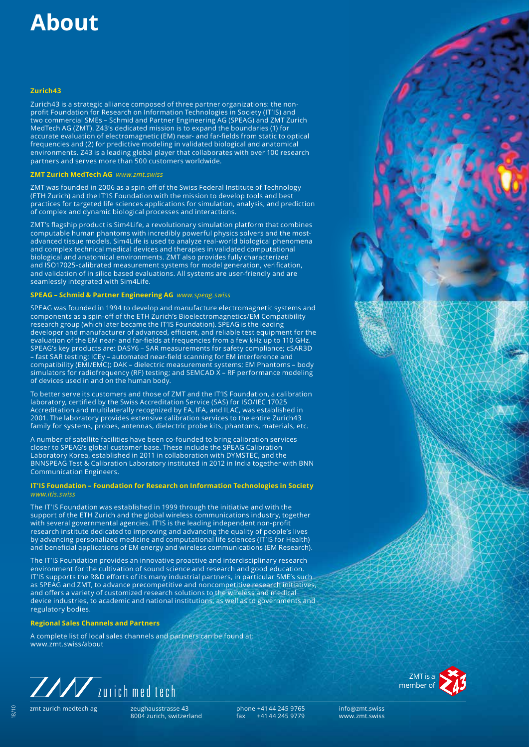# About

## Zurich43

Zurich43 is a strategic alliance composed of three partner organizations: the non-profit Foundation for Research on Information Technologies in Society (IT'IS) and two commercial SMEs – Schmid and Partner Engineering AG (SPEAG) and ZMT Zurich MedTech AG (ZMT). Z43's dedicated mission is to expand the boundaries (1) for accurate evaluation of electromagnetic (EM) near- and far-fields from static to optical frequencies and (2) for predictive modeling in validated biological and anatomical environments. Z43 is a leading global player that collaborates with over 100 research partners and serves more than 500 customers worldwide.

## ZMT Zurich MedTech AG *www.zmt.swiss*

ZMT was founded in 2006 as a spin-off of the Swiss Federal Institute of Technology (ETH Zurich) and the IT'IS Foundation with the mission to develop tools and best practices for targeted life sciences applications for simulation, analysis, and prediction of complex and dynamic biological processes and interactions.

ZMT's flagship product is Sim4Life, a revolutionary simulation platform that combines computable human phantoms with incredibly powerful physics solvers and the most-advanced tissue models. Sim4Life is used to analyze real-world biological phenomena and complex technical medical devices and therapies in validated computational biological and anatomical environments. ZMT also provides fully characterized and ISO17025-calibrated measurement systems for model generation, verification, and validation of in silico based evaluations. All systems are user-friendly and are seamlessly integrated with Sim4Life.

## SPEAG – Schmid & Partner Engineering AG *www.speag.swiss*

SPEAG was founded in 1994 to develop and manufacture electromagnetic systems and components as a spin-off of the ETH Zurich's Bioelectromagnetics/EM Compatibility research group (which later became the IT'IS Foundation). SPEAG is the leading developer and manufacturer of advanced, efficient, and reliable test equipment for the evaluation of the EM near- and far-fields at frequencies from a few kHz up to 110 GHz. SPEAG's key products are: DASY6 – SAR measurements for safety compliance; cSAR3D – fast SAR testing; ICEy – automated near-field scanning for EM interference and compatibility (EMI/EMC); DAK – dielectric measurement systems; EM Phantoms – body simulators for radiofrequency (RF) testing; and SEMCAD X – RF performance modeling of devices used in and on the human body.

To better serve its customers and those of ZMT and the IT'IS Foundation, a calibration laboratory, certified by the Swiss Accreditation Service (SAS) for ISO/IEC 17025 Accreditation and multilaterally recognized by EA, IFA, and ILAC, was established in 2001. The laboratory provides extensive calibration services to the entire Zurich43 family for systems, probes, antennas, dielectric probe kits, phantoms, materials, etc.

A number of satellite facilities have been co-founded to bring calibration services closer to SPEAG's global customer base. These include the SPEAG Calibration Laboratory Korea, established in 2011 in collaboration with DYMSTEC, and the BNNSPEAG Test & Calibration Laboratory instituted in 2012 in India together with BNN Communication Engineers.

## IT'IS Foundation – Foundation for Research on Information Technologies in Society *www.itis.swiss*

The IT'IS Foundation was established in 1999 through the initiative and with the support of the ETH Zurich and the global wireless communications industry, together with several governmental agencies. IT'IS is the leading independent non-profit research institute dedicated to improving and advancing the quality of people's lives by advancing personalized medicine and computational life sciences (IT'IS for Health) and beneficial applications of EM energy and wireless communications (EM Research).

The IT'IS Foundation provides an innovative proactive and interdisciplinary research environment for the cultivation of sound science and research and good education. IT'IS supports the R&D efforts of its many industrial partners, in particular SME's such as SPEAG and ZMT, to advance precompetitive and noncompetitive research initiatives, and offers a variety of customized research solutions to the wireless and medical device industries, to academic and national institutions, as well as to governments and regulatory bodies.

## Regional Sales Channels and Partners

A complete list of local sales channels and partners can be found at: www.zmt.swiss/about

zurich med tech

ZMT is a member of Z43

zmt zurich medtech ag
zeughausstrasse 43
8004 zurich, switzerland
phone +41 44 245 9765
fax +41 44 245 9779
info@zmt.swiss
www.zmt.swiss

18/10